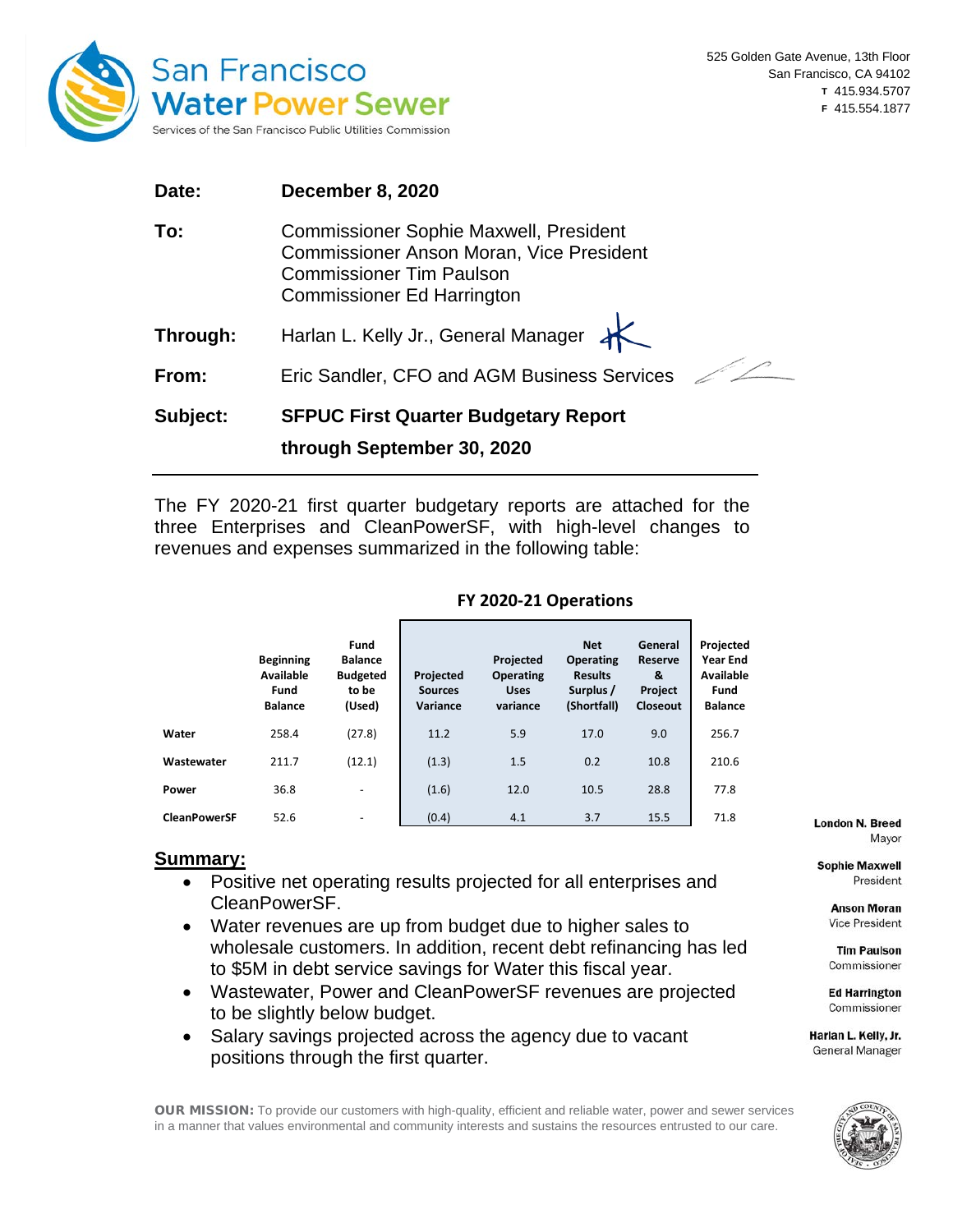San Francisco Water Power Sewer

Services of the San Francisco Public Utilities Commission

525 Golden Gate Avenue, 13th Floor
San Francisco, CA 94102
T 415.934.5707
F 415.554.1877

**Date:** December 8, 2020

**To:** Commissioner Sophie Maxwell, President
Commissioner Anson Moran, Vice President
Commissioner Tim Paulson
Commissioner Ed Harrington

**Through:** Harlan L. Kelly Jr., General Manager

**From:** Eric Sandler, CFO and AGM Business Services

**Subject:** **SFPUC First Quarter Budgetary Report through September 30, 2020**

---

The FY 2020-21 first quarter budgetary reports are attached for the three Enterprises and CleanPowerSF, with high-level changes to revenues and expenses summarized in the following table:

**FY 2020-21 Operations**

| | Beginning Available Fund Balance | Fund Balance Budgeted to be (Used) | Projected Sources Variance | Projected Operating Uses variance | Net Operating Results Surplus / (Shortfall) | General Reserve & Project Closeout | Projected Year End Available Fund Balance |
|---|---|---|---|---|---|---|---|
| **Water** | 258.4 | (27.8) | 11.2 | 5.9 | 17.0 | 9.0 | 256.7 |
| **Wastewater** | 211.7 | (12.1) | (1.3) | 1.5 | 0.2 | 10.8 | 210.6 |
| **Power** | 36.8 | - | (1.6) | 12.0 | 10.5 | 28.8 | 77.8 |
| **CleanPowerSF** | 52.6 | - | (0.4) | 4.1 | 3.7 | 15.5 | 71.8 |

## Summary:

- Positive net operating results projected for all enterprises and CleanPowerSF.
- Water revenues are up from budget due to higher sales to wholesale customers. In addition, recent debt refinancing has led to $5M in debt service savings for Water this fiscal year.
- Wastewater, Power and CleanPowerSF revenues are projected to be slightly below budget.
- Salary savings projected across the agency due to vacant positions through the first quarter.

**London N. Breed** Mayor

**Sophie Maxwell** President

**Anson Moran** Vice President

**Tim Paulson** Commissioner

**Ed Harrington** Commissioner

**Harlan L. Kelly, Jr.** General Manager

**OUR MISSION:** To provide our customers with high-quality, efficient and reliable water, power and sewer services in a manner that values environmental and community interests and sustains the resources entrusted to our care.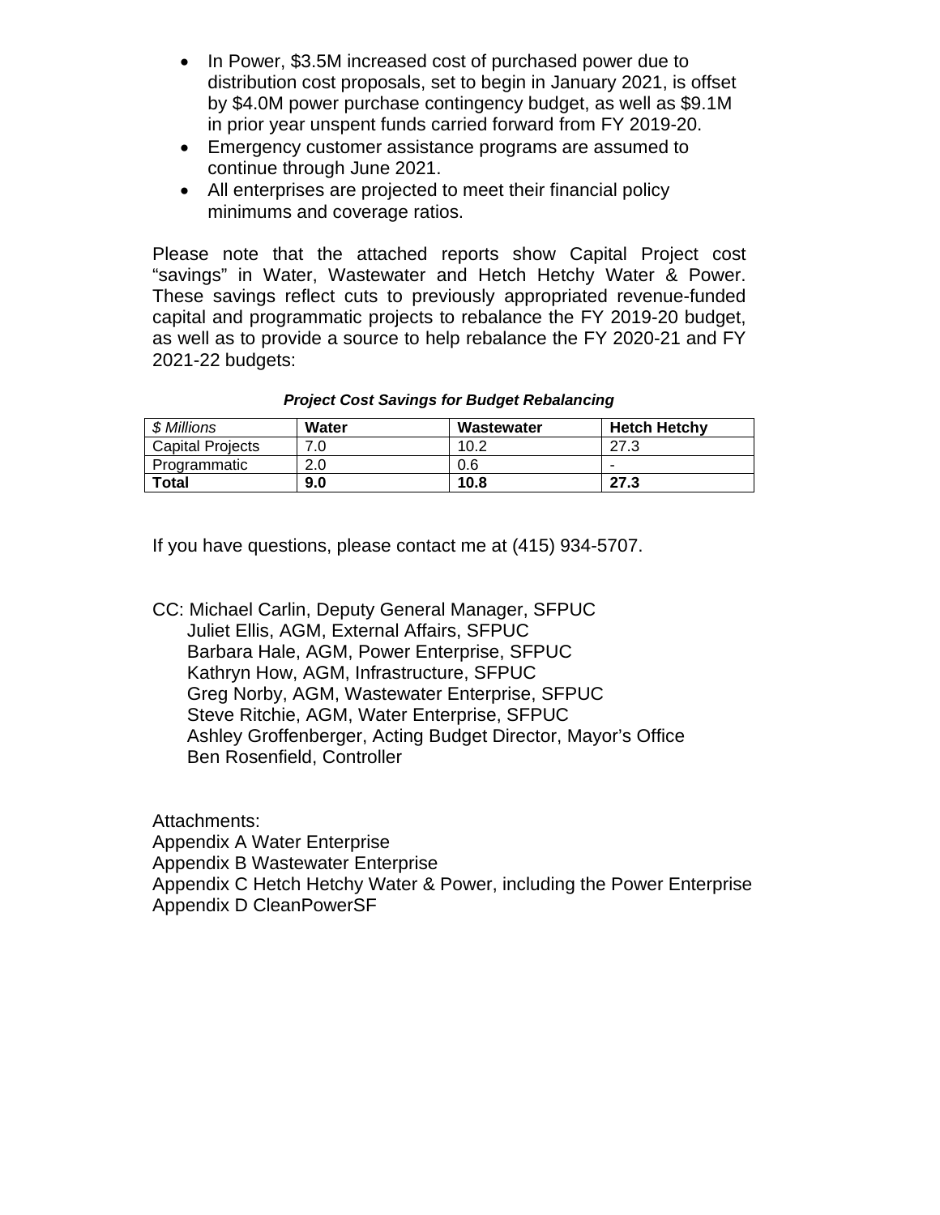- In Power, \$3.5M increased cost of purchased power due to distribution cost proposals, set to begin in January 2021, is offset by \$4.0M power purchase contingency budget, as well as \$9.1M in prior year unspent funds carried forward from FY 2019-20.
- Emergency customer assistance programs are assumed to continue through June 2021.
- All enterprises are projected to meet their financial policy minimums and coverage ratios.

Please note that the attached reports show Capital Project cost "savings" in Water, Wastewater and Hetch Hetchy Water & Power. These savings reflect cuts to previously appropriated revenue-funded capital and programmatic projects to rebalance the FY 2019-20 budget, as well as to provide a source to help rebalance the FY 2020-21 and FY 2021-22 budgets:

***Project Cost Savings for Budget Rebalancing***

| *$ Millions* | **Water** | **Wastewater** | **Hetch Hetchy** |
|---|---|---|---|
| Capital Projects | 7.0 | 10.2 | 27.3 |
| Programmatic | 2.0 | 0.6 | - |
| **Total** | **9.0** | **10.8** | **27.3** |

If you have questions, please contact me at (415) 934-5707.

CC: Michael Carlin, Deputy General Manager, SFPUC
Juliet Ellis, AGM, External Affairs, SFPUC
Barbara Hale, AGM, Power Enterprise, SFPUC
Kathryn How, AGM, Infrastructure, SFPUC
Greg Norby, AGM, Wastewater Enterprise, SFPUC
Steve Ritchie, AGM, Water Enterprise, SFPUC
Ashley Groffenberger, Acting Budget Director, Mayor's Office
Ben Rosenfield, Controller

Attachments:
Appendix A Water Enterprise
Appendix B Wastewater Enterprise
Appendix C Hetch Hetchy Water & Power, including the Power Enterprise
Appendix D CleanPowerSF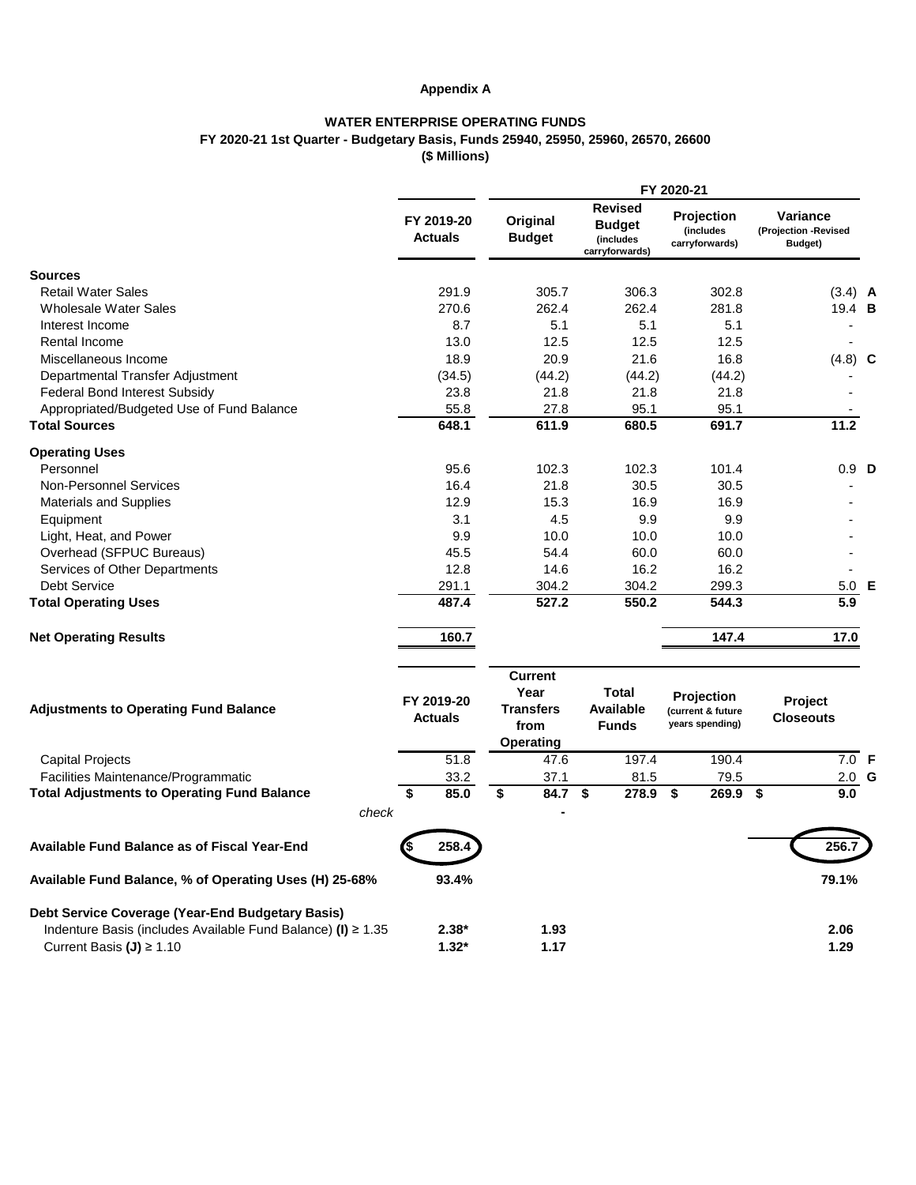**Appendix A**

**WATER ENTERPRISE OPERATING FUNDS**
**FY 2020-21 1st Quarter - Budgetary Basis, Funds 25940, 25950, 25960, 26570, 26600**
**($ Millions)**

| | FY 2019-20 Actuals | FY 2020-21 Original Budget | FY 2020-21 Revised Budget (includes carryforwards) | FY 2020-21 Projection (includes carryforwards) | FY 2020-21 Variance (Projection -Revised Budget) | |
|---|---|---|---|---|---|---|
| **Sources** | | | | | | |
| Retail Water Sales | 291.9 | 305.7 | 306.3 | 302.8 | (3.4) | **A** |
| Wholesale Water Sales | 270.6 | 262.4 | 262.4 | 281.8 | 19.4 | **B** |
| Interest Income | 8.7 | 5.1 | 5.1 | 5.1 | - | |
| Rental Income | 13.0 | 12.5 | 12.5 | 12.5 | - | |
| Miscellaneous Income | 18.9 | 20.9 | 21.6 | 16.8 | (4.8) | **C** |
| Departmental Transfer Adjustment | (34.5) | (44.2) | (44.2) | (44.2) | - | |
| Federal Bond Interest Subsidy | 23.8 | 21.8 | 21.8 | 21.8 | - | |
| Appropriated/Budgeted Use of Fund Balance | 55.8 | 27.8 | 95.1 | 95.1 | - | |
| **Total Sources** | **648.1** | **611.9** | **680.5** | **691.7** | **11.2** | |
| **Operating Uses** | | | | | | |
| Personnel | 95.6 | 102.3 | 102.3 | 101.4 | 0.9 | **D** |
| Non-Personnel Services | 16.4 | 21.8 | 30.5 | 30.5 | - | |
| Materials and Supplies | 12.9 | 15.3 | 16.9 | 16.9 | - | |
| Equipment | 3.1 | 4.5 | 9.9 | 9.9 | - | |
| Light, Heat, and Power | 9.9 | 10.0 | 10.0 | 10.0 | - | |
| Overhead (SFPUC Bureaus) | 45.5 | 54.4 | 60.0 | 60.0 | - | |
| Services of Other Departments | 12.8 | 14.6 | 16.2 | 16.2 | - | |
| Debt Service | 291.1 | 304.2 | 304.2 | 299.3 | 5.0 | **E** |
| **Total Operating Uses** | **487.4** | **527.2** | **550.2** | **544.3** | **5.9** | |
| **Net Operating Results** | **160.7** | | | **147.4** | **17.0** | |

| **Adjustments to Operating Fund Balance** | FY 2019-20 Actuals | Current Year Transfers from Operating | Total Available Funds | Projection (current & future years spending) | Project Closeouts | |
|---|---|---|---|---|---|---|
| Capital Projects | 51.8 | 47.6 | 197.4 | 190.4 | 7.0 | **F** |
| Facilities Maintenance/Programmatic | 33.2 | 37.1 | 81.5 | 79.5 | 2.0 | **G** |
| **Total Adjustments to Operating Fund Balance** | **$ 85.0** | **$ 84.7** | **$ 278.9** | **$ 269.9** | **$ 9.0** | |
| *check* | | - | | | | |
| **Available Fund Balance as of Fiscal Year-End** | **$ 258.4** | | | | **256.7** | |
| **Available Fund Balance, % of Operating Uses (H) 25-68%** | **93.4%** | | | | **79.1%** | |
| **Debt Service Coverage (Year-End Budgetary Basis)** | | | | | | |
| Indenture Basis (includes Available Fund Balance) **(I)** ≥ 1.35 | **2.38*** | **1.93** | | | **2.06** | |
| Current Basis **(J)** ≥ 1.10 | **1.32*** | **1.17** | | | **1.29** | |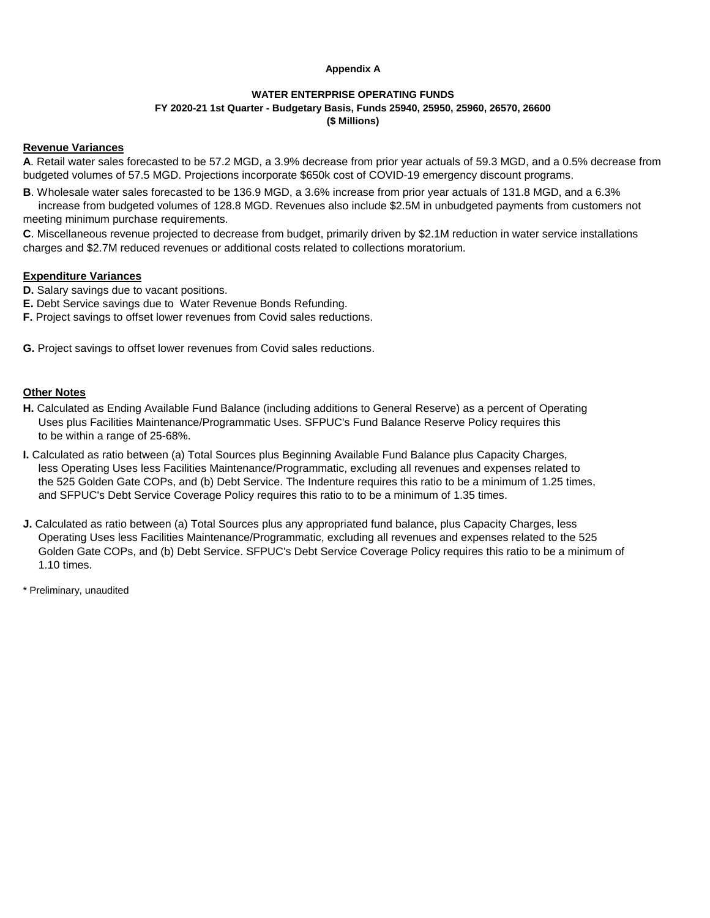**Appendix A**

**WATER ENTERPRISE OPERATING FUNDS**
**FY 2020-21 1st Quarter - Budgetary Basis, Funds 25940, 25950, 25960, 26570, 26600**
**($ Millions)**

**Revenue Variances**

**A**. Retail water sales forecasted to be 57.2 MGD, a 3.9% decrease from prior year actuals of 59.3 MGD, and a 0.5% decrease from budgeted volumes of 57.5 MGD. Projections incorporate $650k cost of COVID-19 emergency discount programs.

**B**. Wholesale water sales forecasted to be 136.9 MGD, a 3.6% increase from prior year actuals of 131.8 MGD, and a 6.3% increase from budgeted volumes of 128.8 MGD. Revenues also include $2.5M in unbudgeted payments from customers not meeting minimum purchase requirements.

**C**. Miscellaneous revenue projected to decrease from budget, primarily driven by $2.1M reduction in water service installations charges and $2.7M reduced revenues or additional costs related to collections moratorium.

**Expenditure Variances**

**D.** Salary savings due to vacant positions.

**E.** Debt Service savings due to Water Revenue Bonds Refunding.

**F.** Project savings to offset lower revenues from Covid sales reductions.

**G.** Project savings to offset lower revenues from Covid sales reductions.

**Other Notes**

**H.** Calculated as Ending Available Fund Balance (including additions to General Reserve) as a percent of Operating Uses plus Facilities Maintenance/Programmatic Uses. SFPUC's Fund Balance Reserve Policy requires this to be within a range of 25-68%.

**I.** Calculated as ratio between (a) Total Sources plus Beginning Available Fund Balance plus Capacity Charges, less Operating Uses less Facilities Maintenance/Programmatic, excluding all revenues and expenses related to the 525 Golden Gate COPs, and (b) Debt Service. The Indenture requires this ratio to be a minimum of 1.25 times, and SFPUC's Debt Service Coverage Policy requires this ratio to to be a minimum of 1.35 times.

**J.** Calculated as ratio between (a) Total Sources plus any appropriated fund balance, plus Capacity Charges, less Operating Uses less Facilities Maintenance/Programmatic, excluding all revenues and expenses related to the 525 Golden Gate COPs, and (b) Debt Service. SFPUC's Debt Service Coverage Policy requires this ratio to be a minimum of 1.10 times.

* Preliminary, unaudited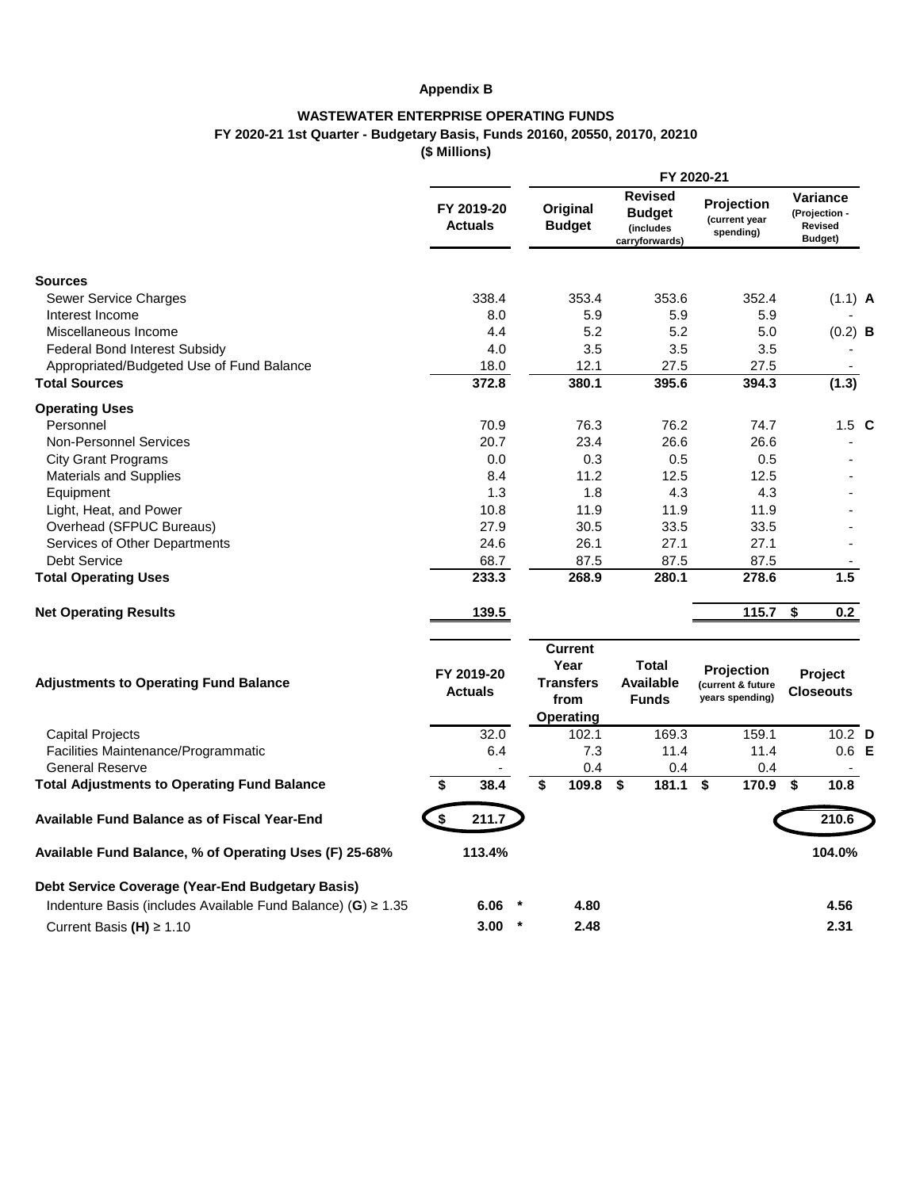**Appendix B**

**WASTEWATER ENTERPRISE OPERATING FUNDS**
**FY 2020-21 1st Quarter - Budgetary Basis, Funds 20160, 20550, 20170, 20210**
**($ Millions)**

| | FY 2019-20 Actuals | FY 2020-21 Original Budget | FY 2020-21 Revised Budget (includes carryforwards) | FY 2020-21 Projection (current year spending) | FY 2020-21 Variance (Projection - Revised Budget) | |
|---|---|---|---|---|---|---|
| **Sources** | | | | | | |
| Sewer Service Charges | 338.4 | 353.4 | 353.6 | 352.4 | (1.1) | **A** |
| Interest Income | 8.0 | 5.9 | 5.9 | 5.9 | - | |
| Miscellaneous Income | 4.4 | 5.2 | 5.2 | 5.0 | (0.2) | **B** |
| Federal Bond Interest Subsidy | 4.0 | 3.5 | 3.5 | 3.5 | - | |
| Appropriated/Budgeted Use of Fund Balance | 18.0 | 12.1 | 27.5 | 27.5 | - | |
| **Total Sources** | **372.8** | **380.1** | **395.6** | **394.3** | **(1.3)** | |
| **Operating Uses** | | | | | | |
| Personnel | 70.9 | 76.3 | 76.2 | 74.7 | 1.5 | **C** |
| Non-Personnel Services | 20.7 | 23.4 | 26.6 | 26.6 | - | |
| City Grant Programs | 0.0 | 0.3 | 0.5 | 0.5 | - | |
| Materials and Supplies | 8.4 | 11.2 | 12.5 | 12.5 | - | |
| Equipment | 1.3 | 1.8 | 4.3 | 4.3 | - | |
| Light, Heat, and Power | 10.8 | 11.9 | 11.9 | 11.9 | - | |
| Overhead (SFPUC Bureaus) | 27.9 | 30.5 | 33.5 | 33.5 | - | |
| Services of Other Departments | 24.6 | 26.1 | 27.1 | 27.1 | - | |
| Debt Service | 68.7 | 87.5 | 87.5 | 87.5 | - | |
| **Total Operating Uses** | **233.3** | **268.9** | **280.1** | **278.6** | **1.5** | |
| **Net Operating Results** | **139.5** | | | **115.7** | **$ 0.2** | |

| **Adjustments to Operating Fund Balance** | FY 2019-20 Actuals | Current Year Transfers from Operating | Total Available Funds | Projection (current & future years spending) | Project Closeouts | |
|---|---|---|---|---|---|---|
| Capital Projects | 32.0 | 102.1 | 169.3 | 159.1 | 10.2 | **D** |
| Facilities Maintenance/Programmatic | 6.4 | 7.3 | 11.4 | 11.4 | 0.6 | **E** |
| General Reserve | - | 0.4 | 0.4 | 0.4 | - | |
| **Total Adjustments to Operating Fund Balance** | **$ 38.4** | **$ 109.8** | **$ 181.1** | **$ 170.9** | **$ 10.8** | |
| **Available Fund Balance as of Fiscal Year-End** | **$ 211.7** | | | | **210.6** | |
| **Available Fund Balance, % of Operating Uses (F) 25-68%** | **113.4%** | | | | **104.0%** | |
| **Debt Service Coverage (Year-End Budgetary Basis)** | | | | | | |
| Indenture Basis (includes Available Fund Balance) (**G**) ≥ 1.35 | **6.06** * | **4.80** | | | **4.56** | |
| Current Basis **(H)** ≥ 1.10 | **3.00** * | **2.48** | | | **2.31** | |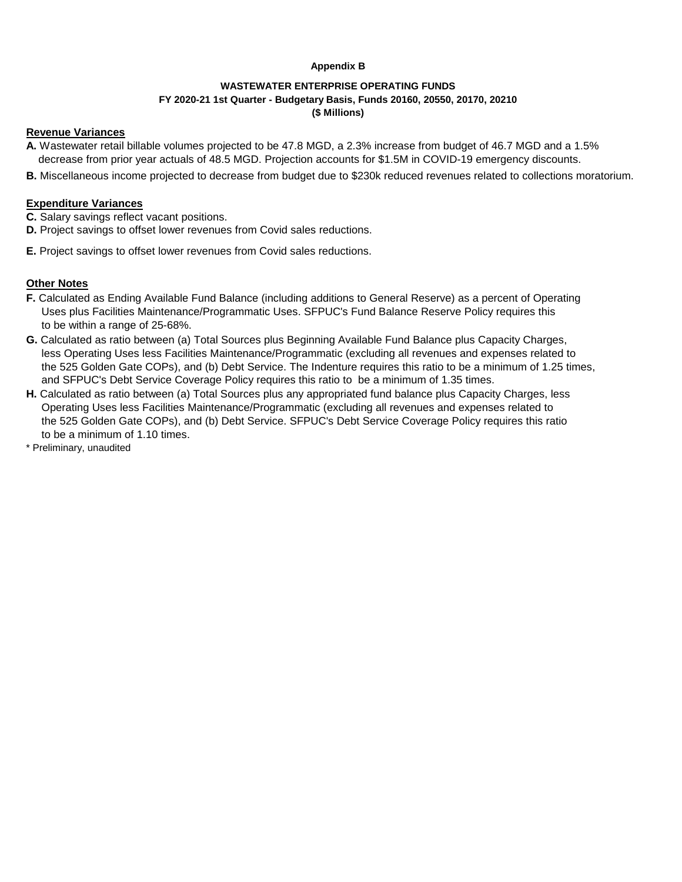**Appendix B**

**WASTEWATER ENTERPRISE OPERATING FUNDS**
**FY 2020-21 1st Quarter - Budgetary Basis, Funds 20160, 20550, 20170, 20210**
**($ Millions)**

**Revenue Variances**

**A.** Wastewater retail billable volumes projected to be 47.8 MGD, a 2.3% increase from budget of 46.7 MGD and a 1.5% decrease from prior year actuals of 48.5 MGD. Projection accounts for $1.5M in COVID-19 emergency discounts.

**B.** Miscellaneous income projected to decrease from budget due to $230k reduced revenues related to collections moratorium.

**Expenditure Variances**

**C.** Salary savings reflect vacant positions.

**D.** Project savings to offset lower revenues from Covid sales reductions.

**E.** Project savings to offset lower revenues from Covid sales reductions.

**Other Notes**

**F.** Calculated as Ending Available Fund Balance (including additions to General Reserve) as a percent of Operating Uses plus Facilities Maintenance/Programmatic Uses. SFPUC's Fund Balance Reserve Policy requires this to be within a range of 25-68%.

**G.** Calculated as ratio between (a) Total Sources plus Beginning Available Fund Balance plus Capacity Charges, less Operating Uses less Facilities Maintenance/Programmatic (excluding all revenues and expenses related to the 525 Golden Gate COPs), and (b) Debt Service. The Indenture requires this ratio to be a minimum of 1.25 times, and SFPUC's Debt Service Coverage Policy requires this ratio to be a minimum of 1.35 times.

**H.** Calculated as ratio between (a) Total Sources plus any appropriated fund balance plus Capacity Charges, less Operating Uses less Facilities Maintenance/Programmatic (excluding all revenues and expenses related to the 525 Golden Gate COPs), and (b) Debt Service. SFPUC's Debt Service Coverage Policy requires this ratio to be a minimum of 1.10 times.

* Preliminary, unaudited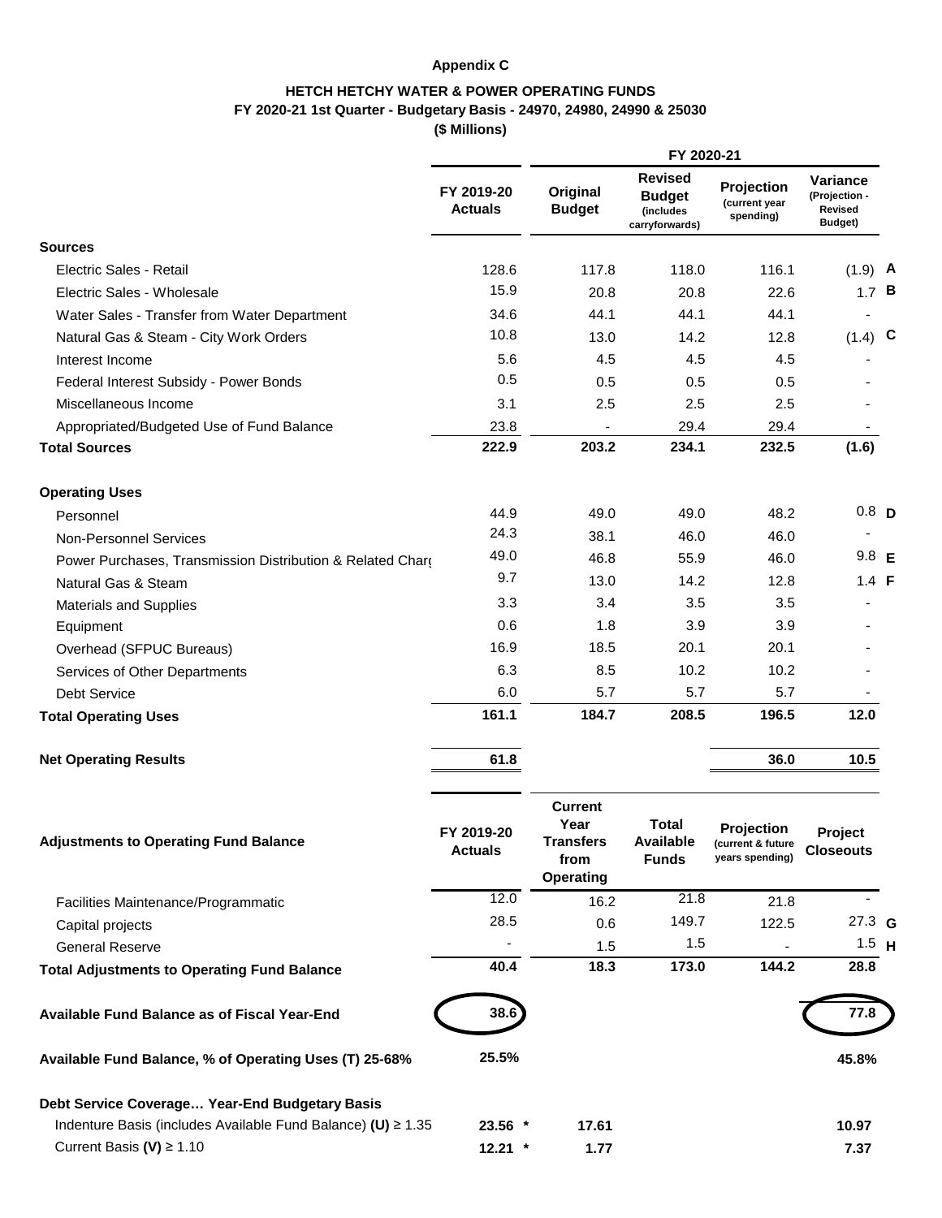**Appendix C**

**HETCH HETCHY WATER & POWER OPERATING FUNDS**
**FY 2020-21 1st Quarter - Budgetary Basis - 24970, 24980, 24990 & 25030**
**($ Millions)**

| | FY 2019-20 Actuals | FY 2020-21 Original Budget | FY 2020-21 Revised Budget (includes carryforwards) | FY 2020-21 Projection (current year spending) | FY 2020-21 Variance (Projection - Revised Budget) | |
|---|---|---|---|---|---|---|
| **Sources** | | | | | | |
| Electric Sales - Retail | 128.6 | 117.8 | 118.0 | 116.1 | (1.9) | A |
| Electric Sales - Wholesale | 15.9 | 20.8 | 20.8 | 22.6 | 1.7 | B |
| Water Sales - Transfer from Water Department | 34.6 | 44.1 | 44.1 | 44.1 | - | |
| Natural Gas & Steam - City Work Orders | 10.8 | 13.0 | 14.2 | 12.8 | (1.4) | C |
| Interest Income | 5.6 | 4.5 | 4.5 | 4.5 | - | |
| Federal Interest Subsidy - Power Bonds | 0.5 | 0.5 | 0.5 | 0.5 | - | |
| Miscellaneous Income | 3.1 | 2.5 | 2.5 | 2.5 | - | |
| Appropriated/Budgeted Use of Fund Balance | 23.8 | - | 29.4 | 29.4 | - | |
| **Total Sources** | **222.9** | **203.2** | **234.1** | **232.5** | **(1.6)** | |
| **Operating Uses** | | | | | | |
| Personnel | 44.9 | 49.0 | 49.0 | 48.2 | 0.8 | D |
| Non-Personnel Services | 24.3 | 38.1 | 46.0 | 46.0 | - | |
| Power Purchases, Transmission Distribution & Related Charg | 49.0 | 46.8 | 55.9 | 46.0 | 9.8 | E |
| Natural Gas & Steam | 9.7 | 13.0 | 14.2 | 12.8 | 1.4 | F |
| Materials and Supplies | 3.3 | 3.4 | 3.5 | 3.5 | - | |
| Equipment | 0.6 | 1.8 | 3.9 | 3.9 | - | |
| Overhead (SFPUC Bureaus) | 16.9 | 18.5 | 20.1 | 20.1 | - | |
| Services of Other Departments | 6.3 | 8.5 | 10.2 | 10.2 | - | |
| Debt Service | 6.0 | 5.7 | 5.7 | 5.7 | - | |
| **Total Operating Uses** | **161.1** | **184.7** | **208.5** | **196.5** | **12.0** | |
| **Net Operating Results** | **61.8** | | | **36.0** | **10.5** | |

| **Adjustments to Operating Fund Balance** | FY 2019-20 Actuals | Current Year Transfers from Operating | Total Available Funds | Projection (current & future years spending) | Project Closeouts | |
|---|---|---|---|---|---|---|
| Facilities Maintenance/Programmatic | 12.0 | 16.2 | 21.8 | 21.8 | - | |
| Capital projects | 28.5 | 0.6 | 149.7 | 122.5 | 27.3 | G |
| General Reserve | - | 1.5 | 1.5 | - | 1.5 | H |
| **Total Adjustments to Operating Fund Balance** | **40.4** | **18.3** | **173.0** | **144.2** | **28.8** | |
| **Available Fund Balance as of Fiscal Year-End** | **38.6** | | | | **77.8** | |
| **Available Fund Balance, % of Operating Uses (T) 25-68%** | **25.5%** | | | | **45.8%** | |
| **Debt Service Coverage… Year-End Budgetary Basis** | | | | | | |
| Indenture Basis (includes Available Fund Balance) **(U)** ≥ 1.35 | **23.56 *** | **17.61** | | | **10.97** | |
| Current Basis **(V)** ≥ 1.10 | **12.21 *** | **1.77** | | | **7.37** | |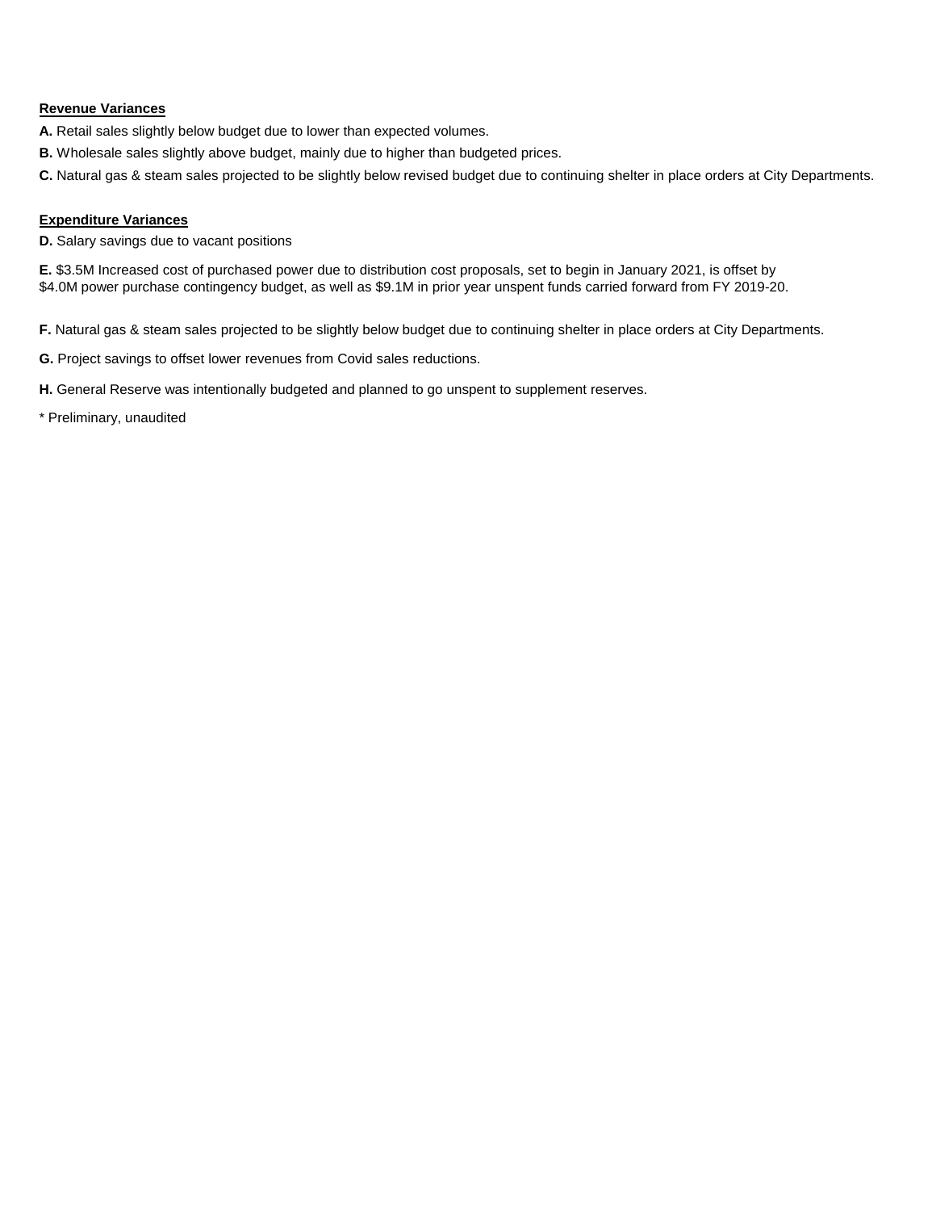**Revenue Variances**

**A.** Retail sales slightly below budget due to lower than expected volumes.

**B.** Wholesale sales slightly above budget, mainly due to higher than budgeted prices.

**C.** Natural gas & steam sales projected to be slightly below revised budget due to continuing shelter in place orders at City Departments.

**Expenditure Variances**

**D.** Salary savings due to vacant positions

**E.** $3.5M Increased cost of purchased power due to distribution cost proposals, set to begin in January 2021, is offset by $4.0M power purchase contingency budget, as well as $9.1M in prior year unspent funds carried forward from FY 2019-20.

**F.** Natural gas & steam sales projected to be slightly below budget due to continuing shelter in place orders at City Departments.

**G.** Project savings to offset lower revenues from Covid sales reductions.

**H.** General Reserve was intentionally budgeted and planned to go unspent to supplement reserves.

* Preliminary, unaudited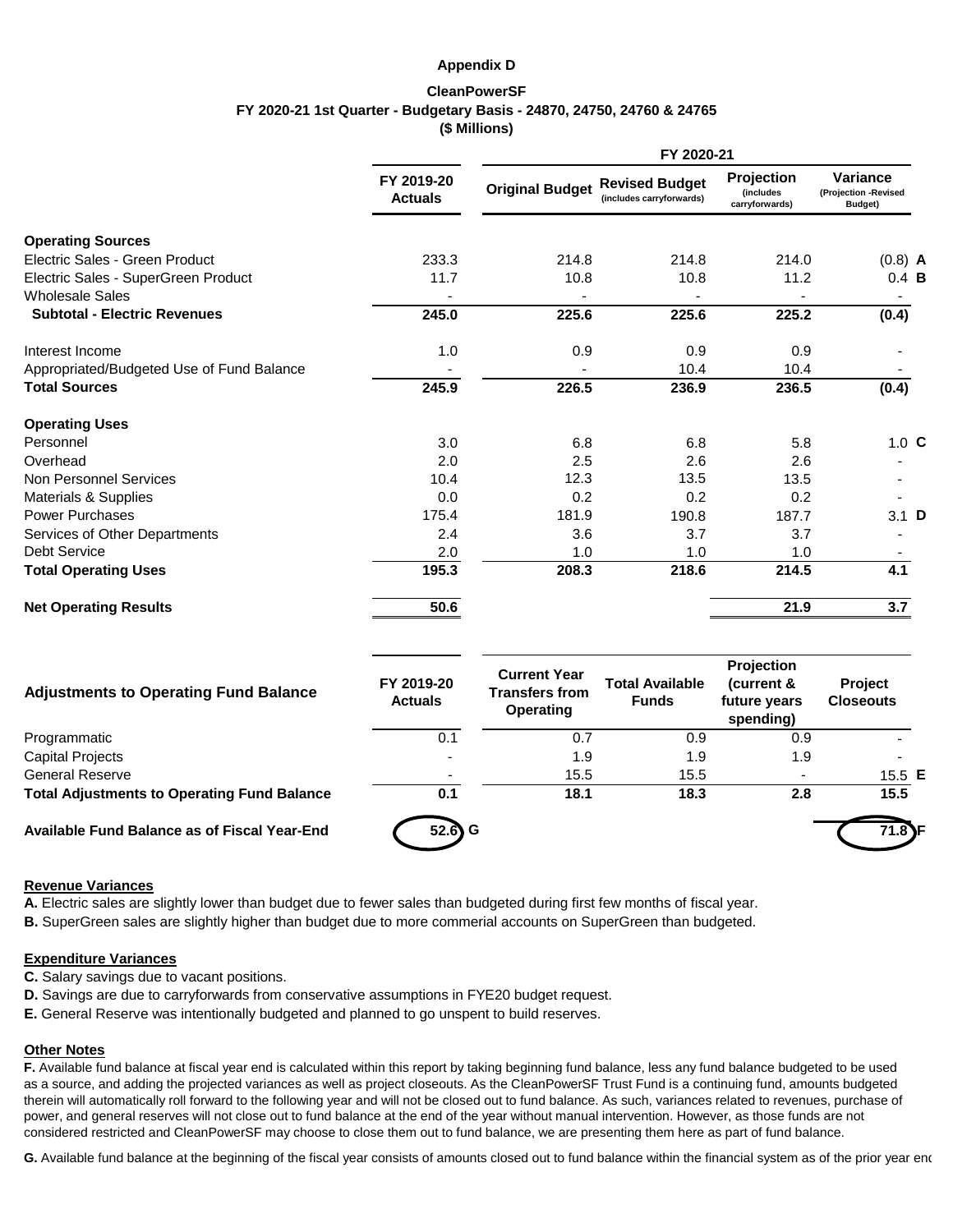**Appendix D**

**CleanPowerSF**
**FY 2020-21 1st Quarter - Budgetary Basis - 24870, 24750, 24760 & 24765**
**($ Millions)**

| | FY 2019-20 Actuals | FY 2020-21 Original Budget | FY 2020-21 Revised Budget (includes carryforwards) | FY 2020-21 Projection (includes carryforwards) | FY 2020-21 Variance (Projection -Revised Budget) | |
|---|---|---|---|---|---|---|
| **Operating Sources** | | | | | | |
| Electric Sales - Green Product | 233.3 | 214.8 | 214.8 | 214.0 | (0.8) | **A** |
| Electric Sales - SuperGreen Product | 11.7 | 10.8 | 10.8 | 11.2 | 0.4 | **B** |
| Wholesale Sales | - | - | - | - | - | |
| **Subtotal - Electric Revenues** | **245.0** | **225.6** | **225.6** | **225.2** | **(0.4)** | |
| Interest Income | 1.0 | 0.9 | 0.9 | 0.9 | - | |
| Appropriated/Budgeted Use of Fund Balance | - | - | 10.4 | 10.4 | - | |
| **Total Sources** | **245.9** | **226.5** | **236.9** | **236.5** | **(0.4)** | |
| **Operating Uses** | | | | | | |
| Personnel | 3.0 | 6.8 | 6.8 | 5.8 | 1.0 | **C** |
| Overhead | 2.0 | 2.5 | 2.6 | 2.6 | - | |
| Non Personnel Services | 10.4 | 12.3 | 13.5 | 13.5 | - | |
| Materials & Supplies | 0.0 | 0.2 | 0.2 | 0.2 | - | |
| Power Purchases | 175.4 | 181.9 | 190.8 | 187.7 | 3.1 | **D** |
| Services of Other Departments | 2.4 | 3.6 | 3.7 | 3.7 | - | |
| Debt Service | 2.0 | 1.0 | 1.0 | 1.0 | - | |
| **Total Operating Uses** | **195.3** | **208.3** | **218.6** | **214.5** | **4.1** | |
| **Net Operating Results** | **50.6** | | | **21.9** | **3.7** | |

| **Adjustments to Operating Fund Balance** | FY 2019-20 Actuals | Current Year Transfers from Operating | Total Available Funds | Projection (current & future years spending) | Project Closeouts | |
|---|---|---|---|---|---|---|
| Programmatic | 0.1 | 0.7 | 0.9 | 0.9 | - | |
| Capital Projects | - | 1.9 | 1.9 | 1.9 | - | |
| General Reserve | - | 15.5 | 15.5 | - | 15.5 | **E** |
| **Total Adjustments to Operating Fund Balance** | **0.1** | **18.1** | **18.3** | **2.8** | **15.5** | |
| **Available Fund Balance as of Fiscal Year-End** | 52.6 **G** | | | | 71.8 | **F** |

**Revenue Variances**

**A.** Electric sales are slightly lower than budget due to fewer sales than budgeted during first few months of fiscal year.

**B.** SuperGreen sales are slightly higher than budget due to more commerial accounts on SuperGreen than budgeted.

**Expenditure Variances**

**C.** Salary savings due to vacant positions.

**D.** Savings are due to carryforwards from conservative assumptions in FYE20 budget request.

**E.** General Reserve was intentionally budgeted and planned to go unspent to build reserves.

**Other Notes**

**F.** Available fund balance at fiscal year end is calculated within this report by taking beginning fund balance, less any fund balance budgeted to be used as a source, and adding the projected variances as well as project closeouts. As the CleanPowerSF Trust Fund is a continuing fund, amounts budgeted therein will automatically roll forward to the following year and will not be closed out to fund balance. As such, variances related to revenues, purchase of power, and general reserves will not close out to fund balance at the end of the year without manual intervention. However, as those funds are not considered restricted and CleanPowerSF may choose to close them out to fund balance, we are presenting them here as part of fund balance.

**G.** Available fund balance at the beginning of the fiscal year consists of amounts closed out to fund balance within the financial system as of the prior year end